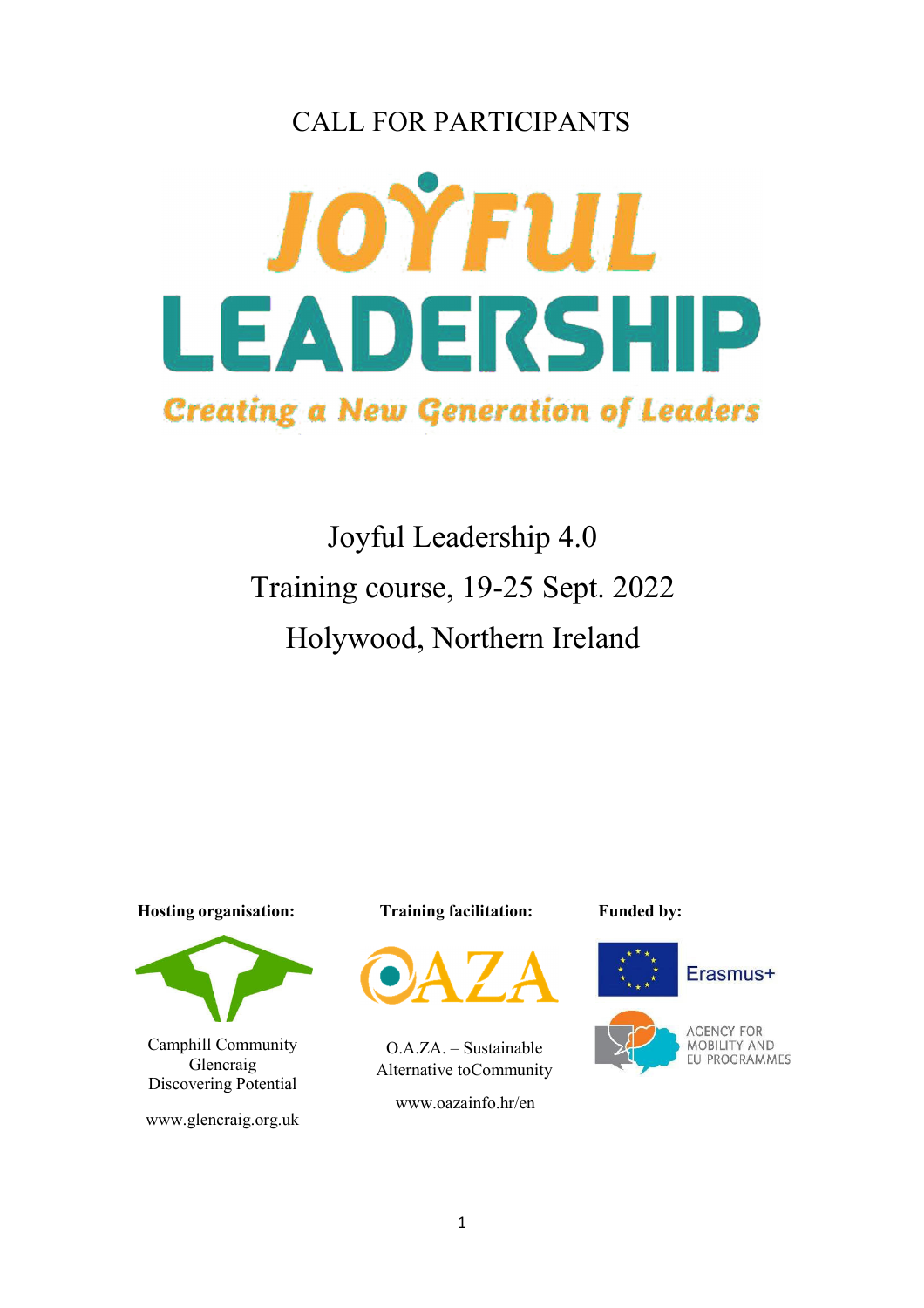CALL FOR PARTICIPANTS

# JOYFUL LEADERSHIP

*Creating a New Generation of Leaders*

## Joyful Leadership 4.0
## Training course, 19-25 Sept. 2022
## Holywood, Northern Ireland

**Hosting organisation:**

Camphill Community Glencraig Discovering Potential

www.glencraig.org.uk

**Training facilitation:**

O.A.ZA. – Sustainable Alternative toCommunity

www.oazainfo.hr/en

**Funded by:**

Erasmus+

AGENCY FOR MOBILITY AND EU PROGRAMMES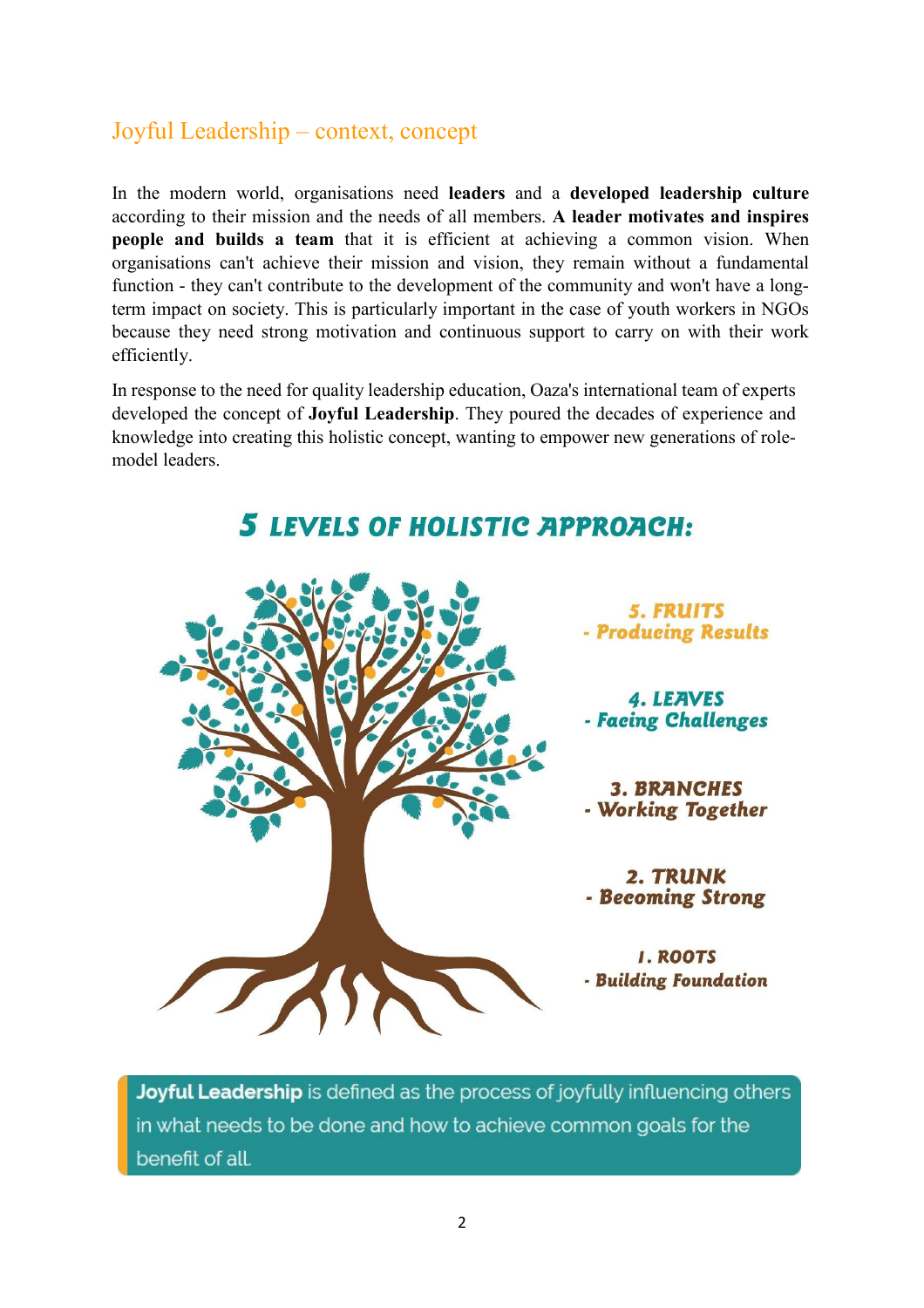## Joyful Leadership – context, concept

In the modern world, organisations need **leaders** and a **developed leadership culture** according to their mission and the needs of all members. **A leader motivates and inspires people and builds a team** that it is efficient at achieving a common vision. When organisations can't achieve their mission and vision, they remain without a fundamental function - they can't contribute to the development of the community and won't have a long-term impact on society. This is particularly important in the case of youth workers in NGOs because they need strong motivation and continuous support to carry on with their work efficiently.

In response to the need for quality leadership education, Oaza's international team of experts developed the concept of **Joyful Leadership**. They poured the decades of experience and knowledge into creating this holistic concept, wanting to empower new generations of role-model leaders.

### 5 LEVELS OF HOLISTIC APPROACH:

**5. FRUITS**
**- Producing Results**

**4. LEAVES**
**- Facing Challenges**

**3. BRANCHES**
**- Working Together**

**2. TRUNK**
**- Becoming Strong**

**1. ROOTS**
**- Building Foundation**

**Joyful Leadership** is defined as the process of joyfully influencing others in what needs to be done and how to achieve common goals for the benefit of all.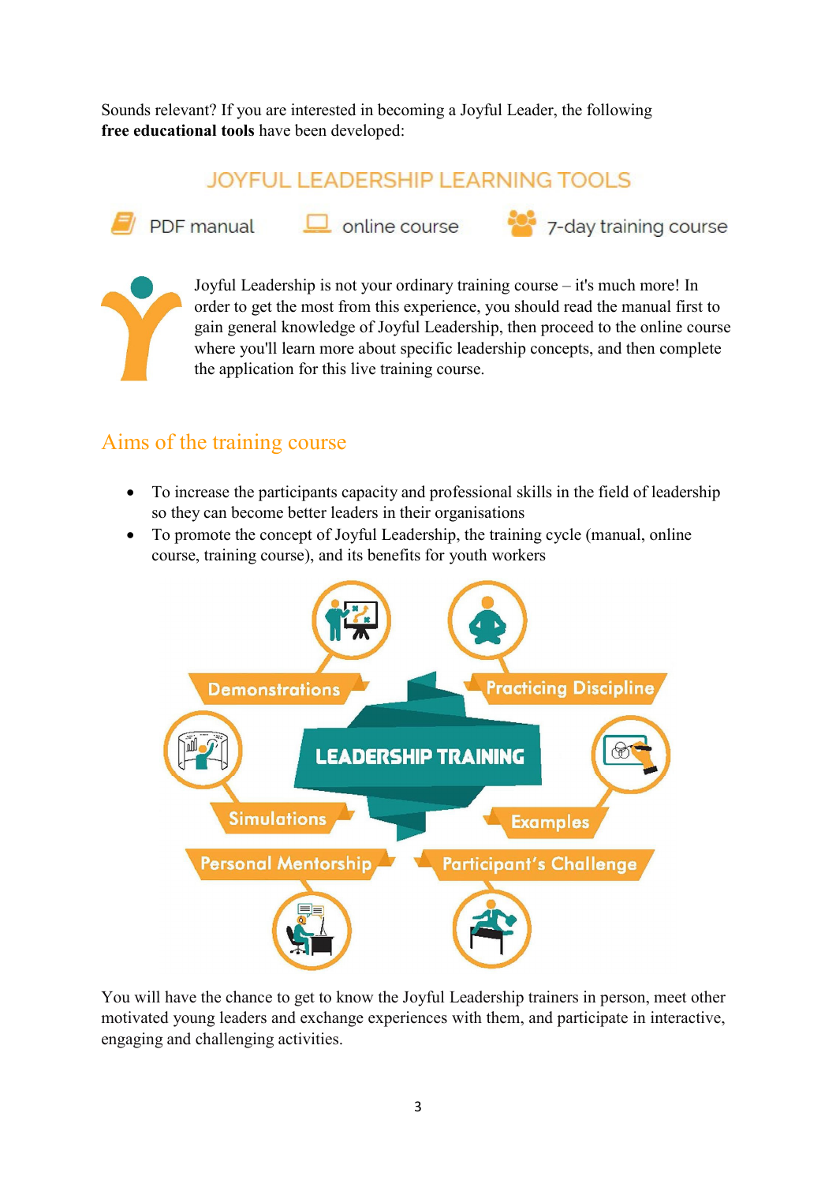Sounds relevant? If you are interested in becoming a Joyful Leader, the following **free educational tools** have been developed:

JOYFUL LEADERSHIP LEARNING TOOLS

PDF manual | online course | 7-day training course

Joyful Leadership is not your ordinary training course – it's much more! In order to get the most from this experience, you should read the manual first to gain general knowledge of Joyful Leadership, then proceed to the online course where you'll learn more about specific leadership concepts, and then complete the application for this live training course.

## Aims of the training course

- To increase the participants capacity and professional skills in the field of leadership so they can become better leaders in their organisations
- To promote the concept of Joyful Leadership, the training cycle (manual, online course, training course), and its benefits for youth workers

LEADERSHIP TRAINING

- Demonstrations
- Practicing Discipline
- Simulations
- Examples
- Personal Mentorship
- Participant's Challenge

You will have the chance to get to know the Joyful Leadership trainers in person, meet other motivated young leaders and exchange experiences with them, and participate in interactive, engaging and challenging activities.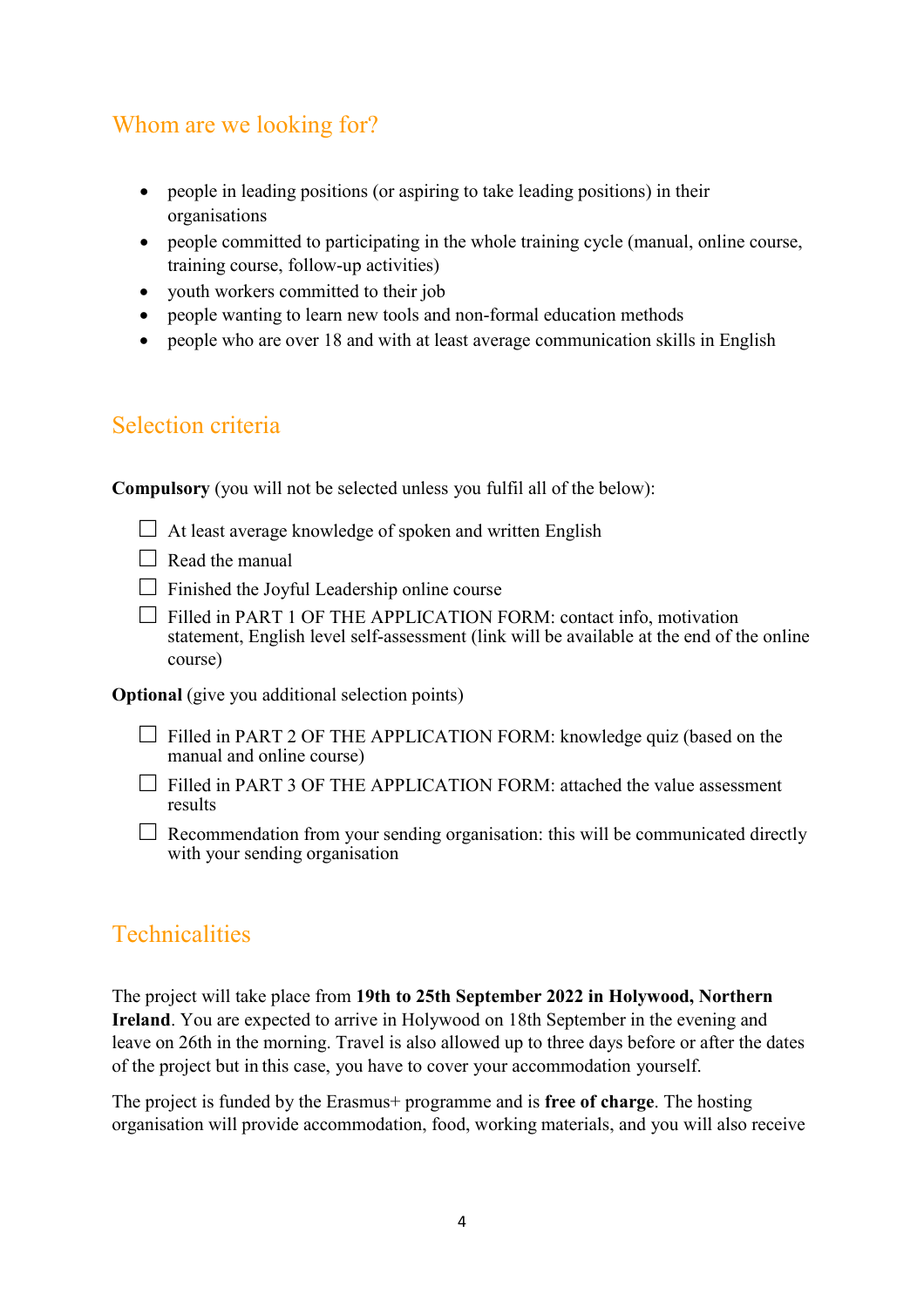## Whom are we looking for?

- people in leading positions (or aspiring to take leading positions) in their organisations
- people committed to participating in the whole training cycle (manual, online course, training course, follow-up activities)
- youth workers committed to their job
- people wanting to learn new tools and non-formal education methods
- people who are over 18 and with at least average communication skills in English

## Selection criteria

**Compulsory** (you will not be selected unless you fulfil all of the below):

- ☐ At least average knowledge of spoken and written English
- ☐ Read the manual
- ☐ Finished the Joyful Leadership online course
- ☐ Filled in PART 1 OF THE APPLICATION FORM: contact info, motivation statement, English level self-assessment (link will be available at the end of the online course)

**Optional** (give you additional selection points)

- ☐ Filled in PART 2 OF THE APPLICATION FORM: knowledge quiz (based on the manual and online course)
- ☐ Filled in PART 3 OF THE APPLICATION FORM: attached the value assessment results
- ☐ Recommendation from your sending organisation: this will be communicated directly with your sending organisation

## Technicalities

The project will take place from **19th to 25th September 2022 in Holywood, Northern Ireland**. You are expected to arrive in Holywood on 18th September in the evening and leave on 26th in the morning. Travel is also allowed up to three days before or after the dates of the project but in this case, you have to cover your accommodation yourself.

The project is funded by the Erasmus+ programme and is **free of charge**. The hosting organisation will provide accommodation, food, working materials, and you will also receive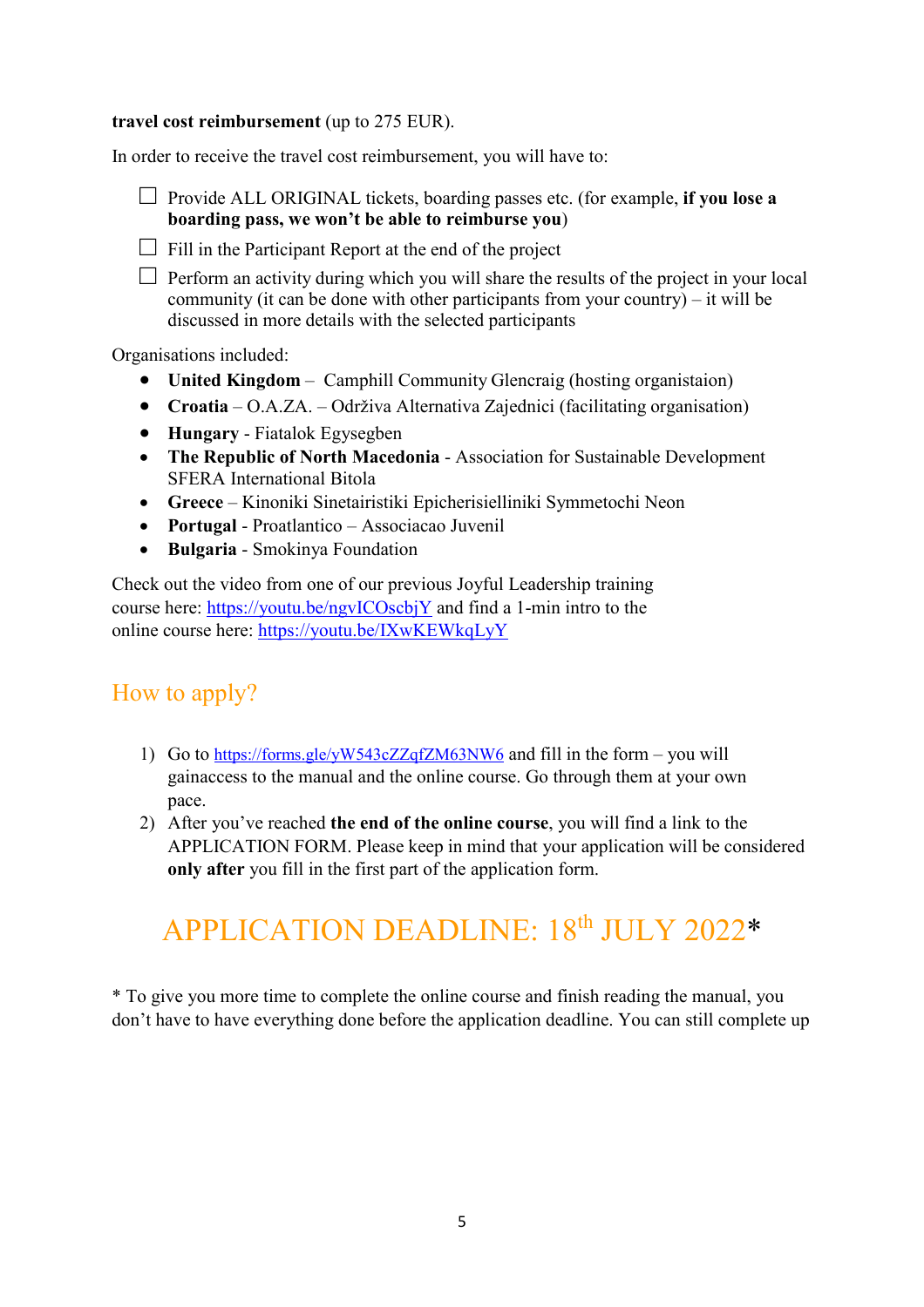**travel cost reimbursement** (up to 275 EUR).

In order to receive the travel cost reimbursement, you will have to:

- [ ] Provide ALL ORIGINAL tickets, boarding passes etc. (for example, **if you lose a boarding pass, we won't be able to reimburse you**)
- [ ] Fill in the Participant Report at the end of the project
- [ ] Perform an activity during which you will share the results of the project in your local community (it can be done with other participants from your country) – it will be discussed in more details with the selected participants

Organisations included:

- **United Kingdom** – Camphill Community Glencraig (hosting organistaion)
- **Croatia** – O.A.ZA. – Održiva Alternativa Zajednici (facilitating organisation)
- **Hungary** - Fiatalok Egysegben
- **The Republic of North Macedonia** - Association for Sustainable Development SFERA International Bitola
- **Greece** – Kinoniki Sinetairistiki Epicherisielliniki Symmetochi Neon
- **Portugal** - Proatlantico – Associacao Juvenil
- **Bulgaria** - Smokinya Foundation

Check out the video from one of our previous Joyful Leadership training course here: https://youtu.be/ngvICOscbjY and find a 1-min intro to the online course here: https://youtu.be/IXwKEWkqLyY

## How to apply?

1) Go to https://forms.gle/yW543cZZqfZM63NW6 and fill in the form – you will gainaccess to the manual and the online course. Go through them at your own pace.
2) After you've reached **the end of the online course**, you will find a link to the APPLICATION FORM. Please keep in mind that your application will be considered **only after** you fill in the first part of the application form.

## APPLICATION DEADLINE: 18th JULY 2022*

* To give you more time to complete the online course and finish reading the manual, you don't have to have everything done before the application deadline. You can still complete up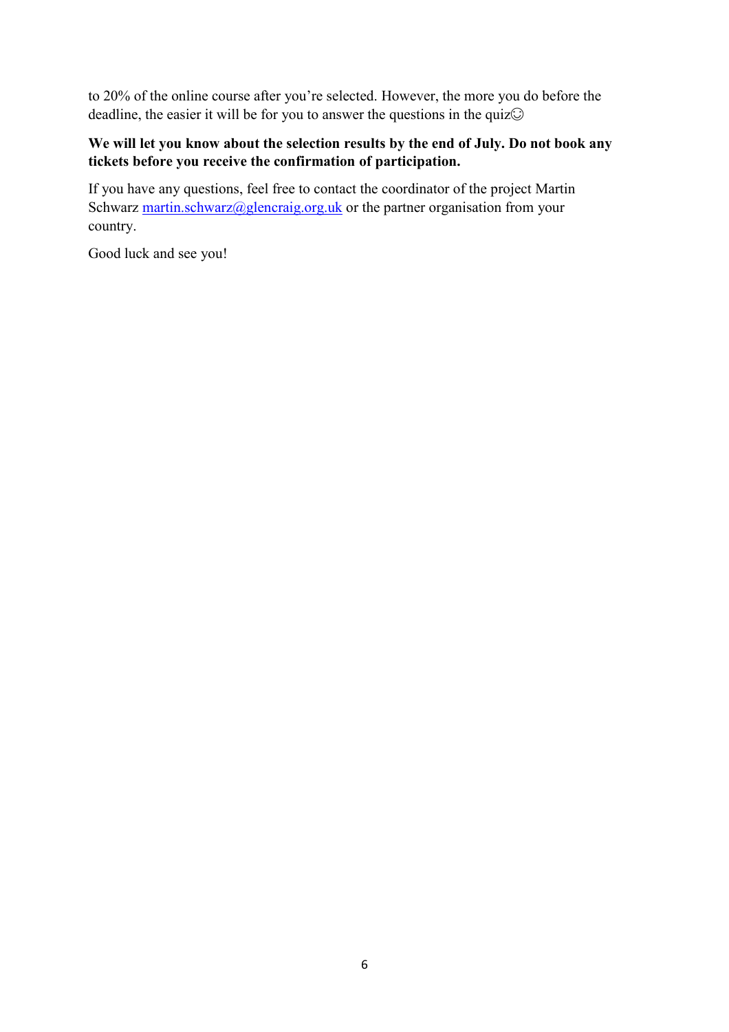to 20% of the online course after you're selected. However, the more you do before the deadline, the easier it will be for you to answer the questions in the quiz☺

**We will let you know about the selection results by the end of July. Do not book any tickets before you receive the confirmation of participation.**

If you have any questions, feel free to contact the coordinator of the project Martin Schwarz martin.schwarz@glencraig.org.uk or the partner organisation from your country.

Good luck and see you!